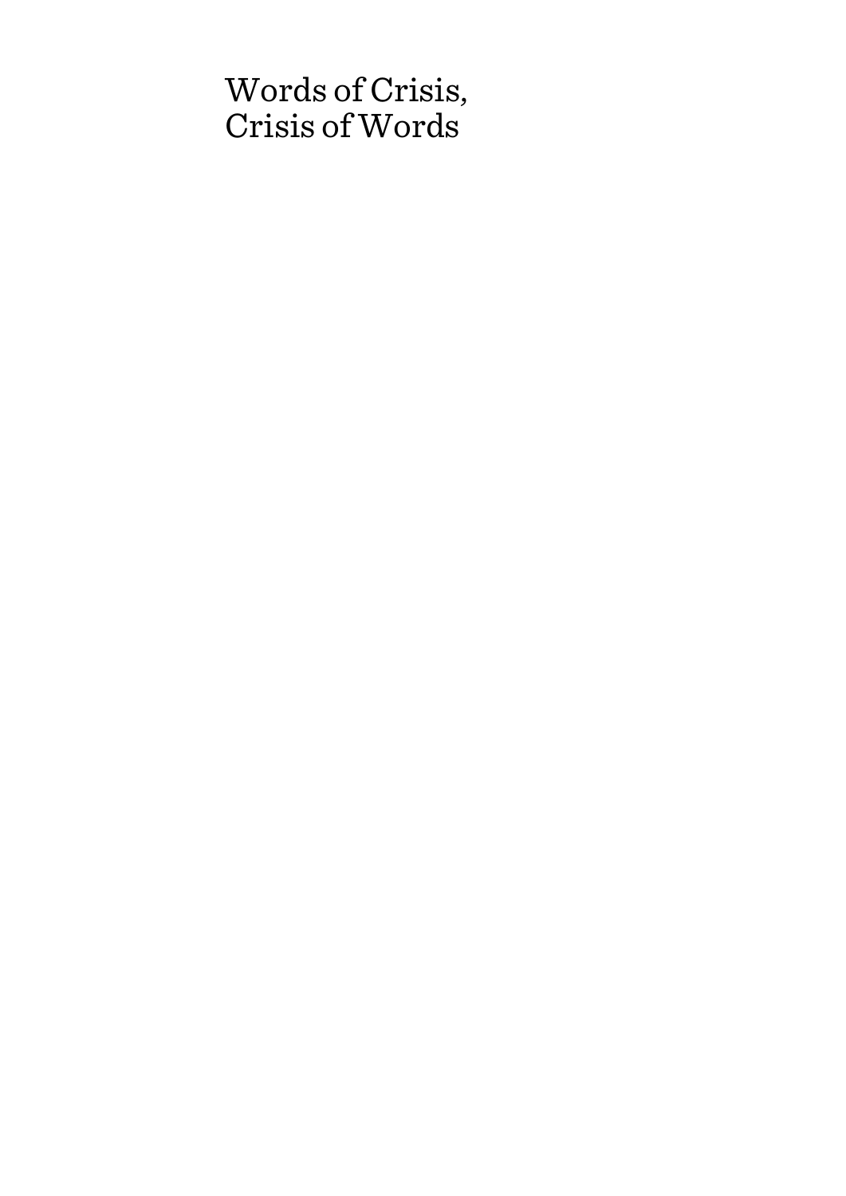# Words of Crisis, Crisis of Words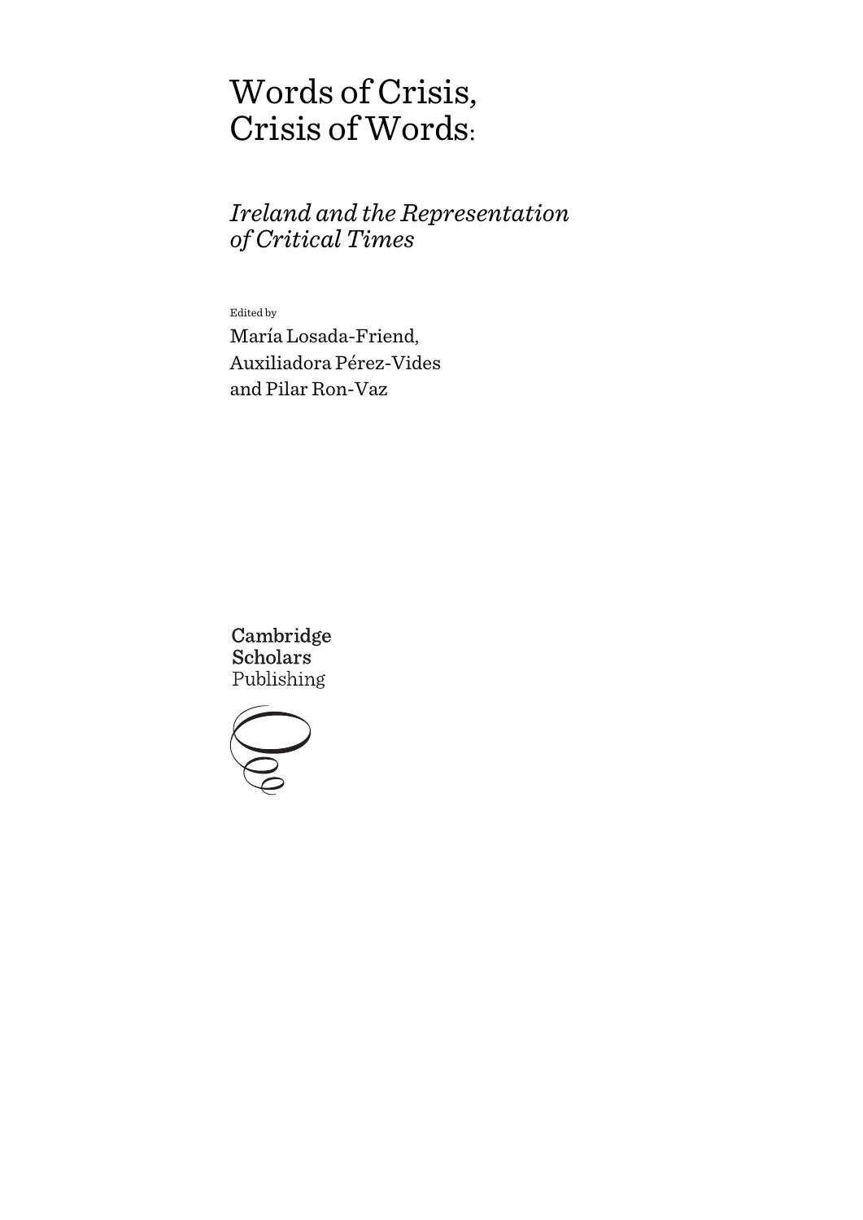# Words of Crisis, Crisis of Words:

## *Ireland and the Representation of Critical Times*

Edited by

María Losada-Friend, Auxiliadora Pérez-Vides and Pilar Ron-Vaz

Cambridge Scholars Publishing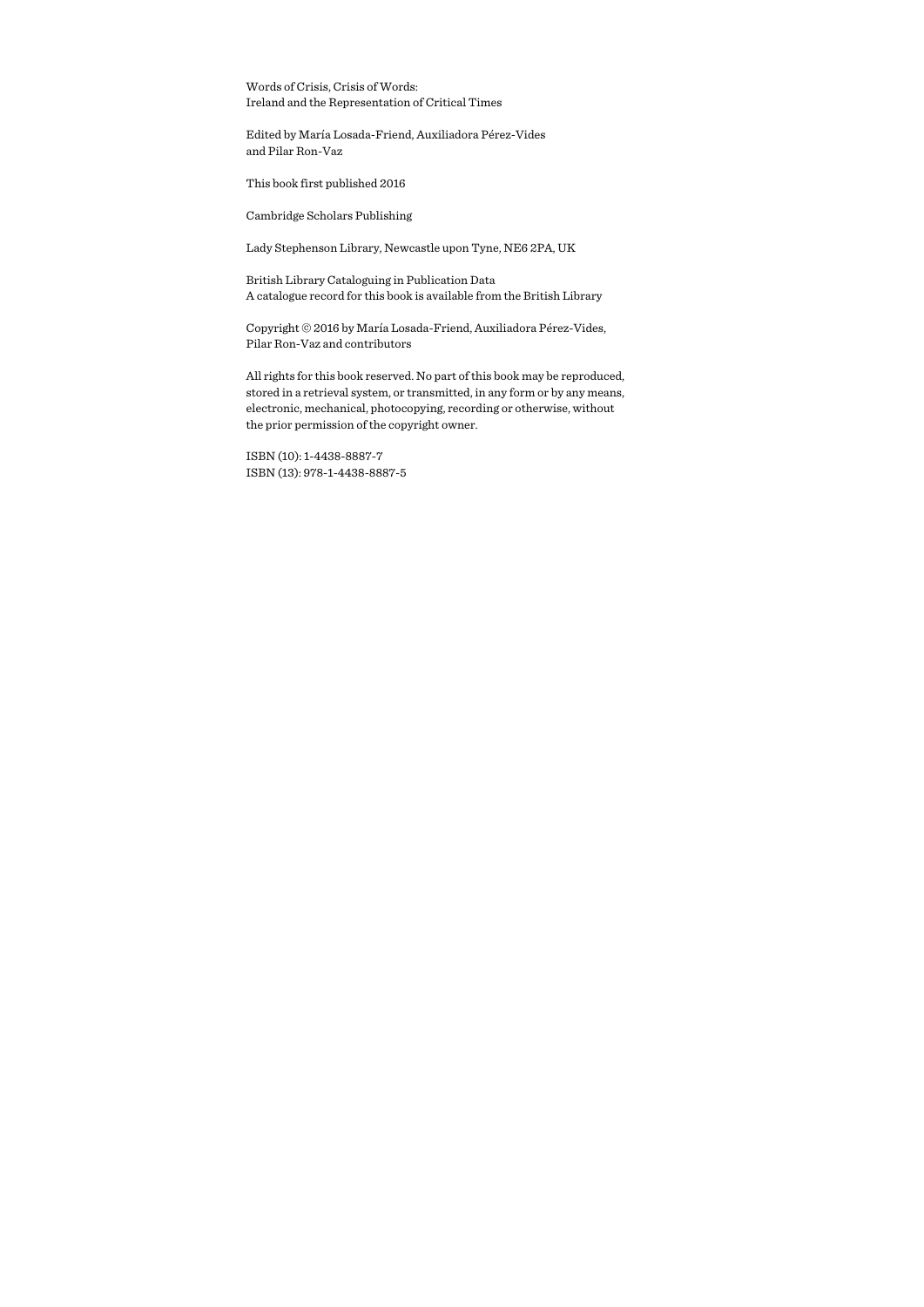Words of Crisis, Crisis of Words:
Ireland and the Representation of Critical Times

Edited by María Losada-Friend, Auxiliadora Pérez-Vides
and Pilar Ron-Vaz

This book first published 2016

Cambridge Scholars Publishing

Lady Stephenson Library, Newcastle upon Tyne, NE6 2PA, UK

British Library Cataloguing in Publication Data
A catalogue record for this book is available from the British Library

Copyright © 2016 by María Losada-Friend, Auxiliadora Pérez-Vides,
Pilar Ron-Vaz and contributors

All rights for this book reserved. No part of this book may be reproduced, stored in a retrieval system, or transmitted, in any form or by any means, electronic, mechanical, photocopying, recording or otherwise, without the prior permission of the copyright owner.

ISBN (10): 1-4438-8887-7
ISBN (13): 978-1-4438-8887-5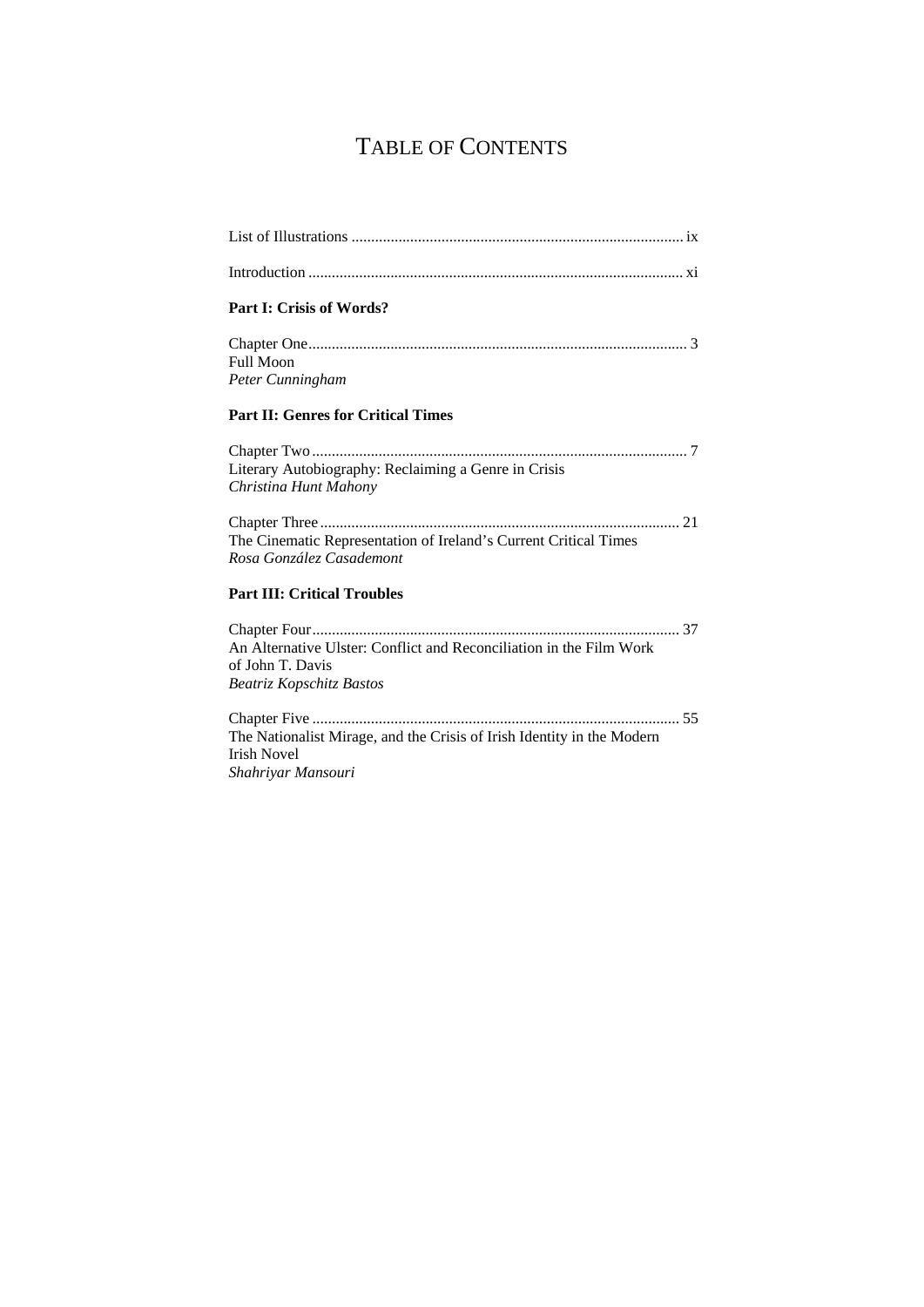# Table of Contents

List of Illustrations ..................................................................................... ix

Introduction ................................................................................................ xi

**Part I: Crisis of Words?**

Chapter One ................................................................................................ 3
Full Moon
*Peter Cunningham*

**Part II: Genres for Critical Times**

Chapter Two ................................................................................................ 7
Literary Autobiography: Reclaiming a Genre in Crisis
*Christina Hunt Mahony*

Chapter Three ............................................................................................ 21
The Cinematic Representation of Ireland's Current Critical Times
*Rosa González Casademont*

**Part III: Critical Troubles**

Chapter Four .............................................................................................. 37
An Alternative Ulster: Conflict and Reconciliation in the Film Work of John T. Davis
*Beatriz Kopschitz Bastos*

Chapter Five ............................................................................................... 55
The Nationalist Mirage, and the Crisis of Irish Identity in the Modern Irish Novel
*Shahriyar Mansouri*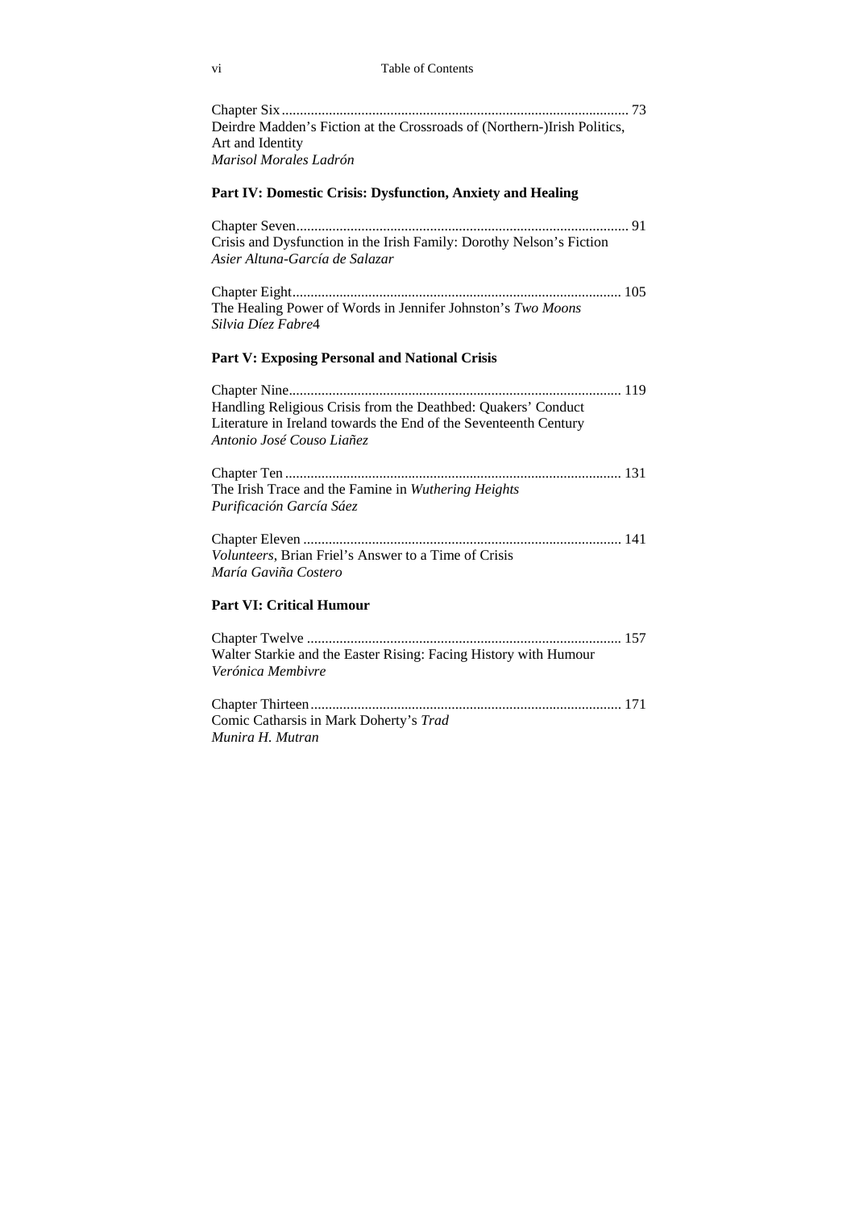Chapter Six ........................................................................................ 73
Deirdre Madden's Fiction at the Crossroads of (Northern-)Irish Politics, Art and Identity
*Marisol Morales Ladrón*

**Part IV: Domestic Crisis: Dysfunction, Anxiety and Healing**

Chapter Seven ..................................................................................... 91
Crisis and Dysfunction in the Irish Family: Dorothy Nelson's Fiction
*Asier Altuna-García de Salazar*

Chapter Eight ..................................................................................... 105
The Healing Power of Words in Jennifer Johnston's *Two Moons*
*Silvia Díez Fabre*4

**Part V: Exposing Personal and National Crisis**

Chapter Nine ...................................................................................... 119
Handling Religious Crisis from the Deathbed: Quakers' Conduct Literature in Ireland towards the End of the Seventeenth Century
*Antonio José Couso Liañez*

Chapter Ten ....................................................................................... 131
The Irish Trace and the Famine in *Wuthering Heights*
*Purificación García Sáez*

Chapter Eleven .................................................................................. 141
*Volunteers*, Brian Friel's Answer to a Time of Crisis
*María Gaviña Costero*

**Part VI: Critical Humour**

Chapter Twelve .................................................................................. 157
Walter Starkie and the Easter Rising: Facing History with Humour
*Verónica Membivre*

Chapter Thirteen ................................................................................ 171
Comic Catharsis in Mark Doherty's *Trad*
*Munira H. Mutran*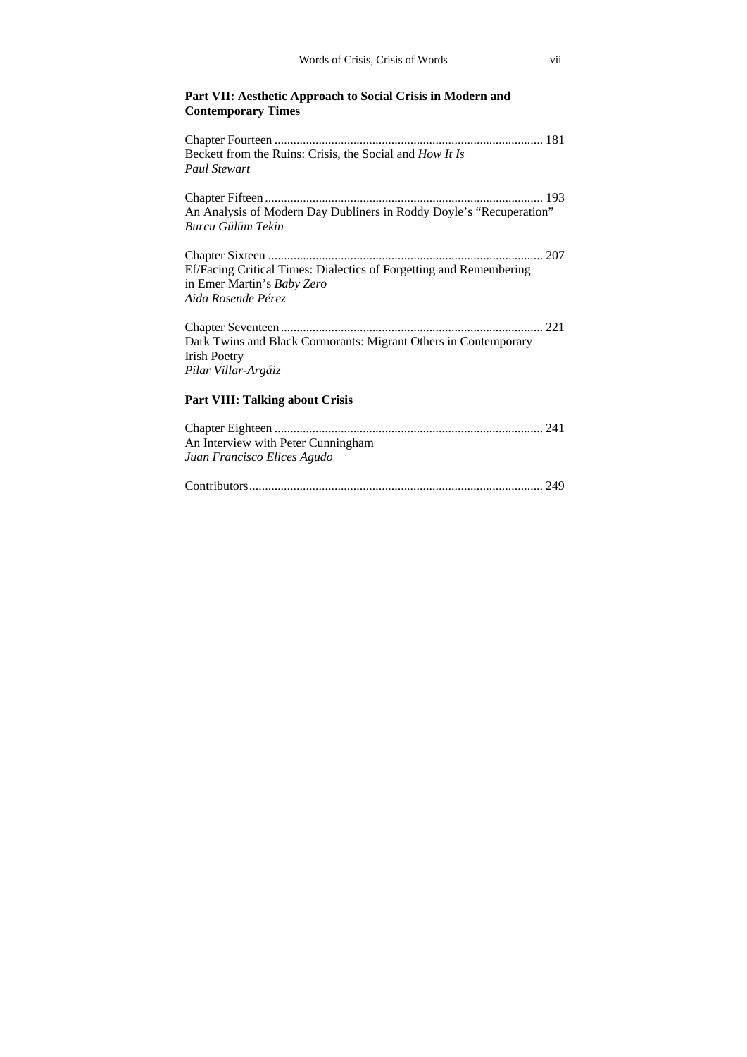**Part VII: Aesthetic Approach to Social Crisis in Modern and Contemporary Times**

Chapter Fourteen .................................................................................... 181
Beckett from the Ruins: Crisis, the Social and *How It Is*
*Paul Stewart*

Chapter Fifteen ....................................................................................... 193
An Analysis of Modern Day Dubliners in Roddy Doyle's "Recuperation"
*Burcu Gülüm Tekin*

Chapter Sixteen ...................................................................................... 207
Ef/Facing Critical Times: Dialectics of Forgetting and Remembering in Emer Martin's *Baby Zero*
*Aida Rosende Pérez*

Chapter Seventeen .................................................................................. 221
Dark Twins and Black Cormorants: Migrant Others in Contemporary Irish Poetry
*Pilar Villar-Argáiz*

**Part VIII: Talking about Crisis**

Chapter Eighteen .................................................................................... 241
An Interview with Peter Cunningham
*Juan Francisco Elices Agudo*

Contributors............................................................................................ 249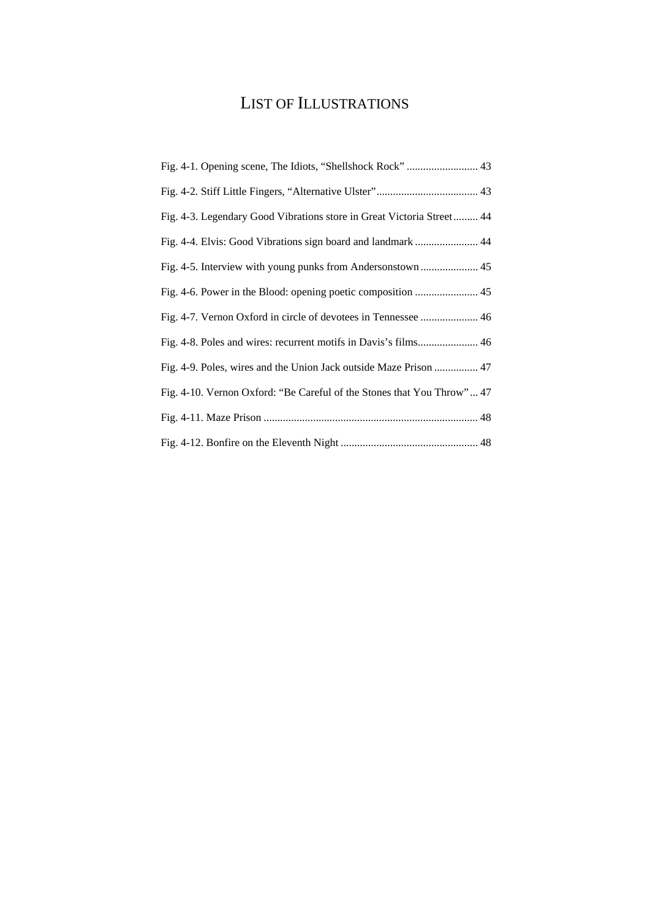# LIST OF ILLUSTRATIONS

Fig. 4-1. Opening scene, The Idiots, “Shellshock Rock” .......................... 43

Fig. 4-2. Stiff Little Fingers, “Alternative Ulster” ..................................... 43

Fig. 4-3. Legendary Good Vibrations store in Great Victoria Street ......... 44

Fig. 4-4. Elvis: Good Vibrations sign board and landmark ....................... 44

Fig. 4-5. Interview with young punks from Andersonstown ..................... 45

Fig. 4-6. Power in the Blood: opening poetic composition ....................... 45

Fig. 4-7. Vernon Oxford in circle of devotees in Tennessee ..................... 46

Fig. 4-8. Poles and wires: recurrent motifs in Davis’s films...................... 46

Fig. 4-9. Poles, wires and the Union Jack outside Maze Prison ................ 47

Fig. 4-10. Vernon Oxford: “Be Careful of the Stones that You Throw” ... 47

Fig. 4-11. Maze Prison .............................................................................. 48

Fig. 4-12. Bonfire on the Eleventh Night .................................................. 48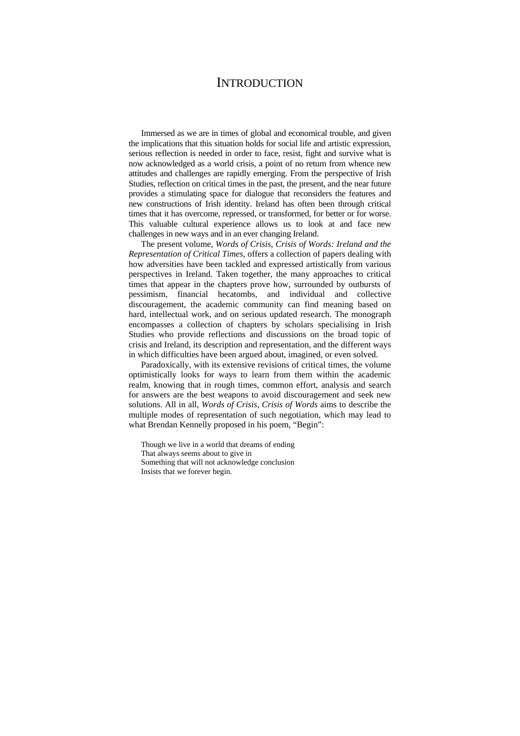# INTRODUCTION

Immersed as we are in times of global and economical trouble, and given the implications that this situation holds for social life and artistic expression, serious reflection is needed in order to face, resist, fight and survive what is now acknowledged as a world crisis, a point of no return from whence new attitudes and challenges are rapidly emerging. From the perspective of Irish Studies, reflection on critical times in the past, the present, and the near future provides a stimulating space for dialogue that reconsiders the features and new constructions of Irish identity. Ireland has often been through critical times that it has overcome, repressed, or transformed, for better or for worse. This valuable cultural experience allows us to look at and face new challenges in new ways and in an ever changing Ireland.

The present volume, *Words of Crisis, Crisis of Words: Ireland and the Representation of Critical Times*, offers a collection of papers dealing with how adversities have been tackled and expressed artistically from various perspectives in Ireland. Taken together, the many approaches to critical times that appear in the chapters prove how, surrounded by outbursts of pessimism, financial hecatombs, and individual and collective discouragement, the academic community can find meaning based on hard, intellectual work, and on serious updated research. The monograph encompasses a collection of chapters by scholars specialising in Irish Studies who provide reflections and discussions on the broad topic of crisis and Ireland, its description and representation, and the different ways in which difficulties have been argued about, imagined, or even solved.

Paradoxically, with its extensive revisions of critical times, the volume optimistically looks for ways to learn from them within the academic realm, knowing that in rough times, common effort, analysis and search for answers are the best weapons to avoid discouragement and seek new solutions. All in all, *Words of Crisis, Crisis of Words* aims to describe the multiple modes of representation of such negotiation, which may lead to what Brendan Kennelly proposed in his poem, "Begin":

> Though we live in a world that dreams of ending
> That always seems about to give in
> Something that will not acknowledge conclusion
> Insists that we forever begin.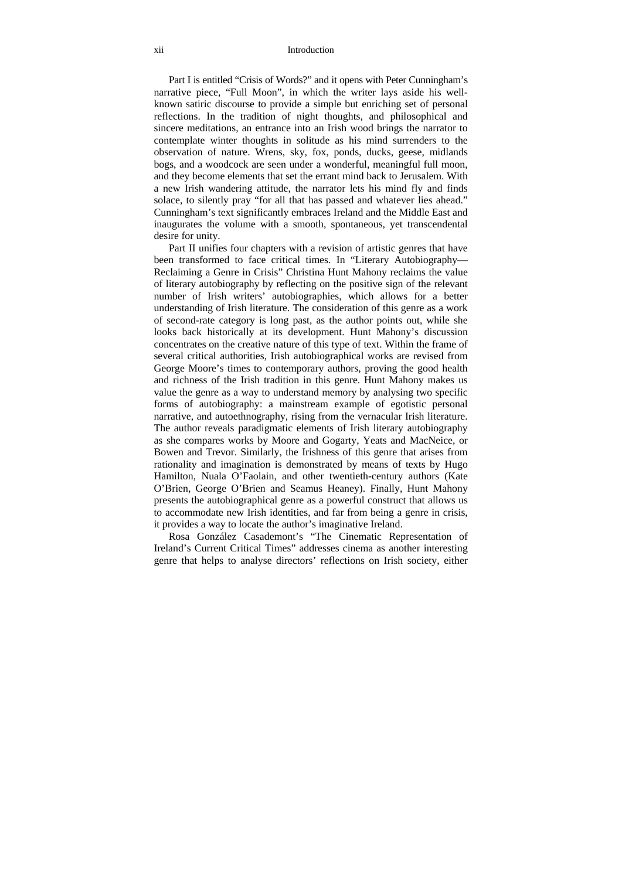Part I is entitled “Crisis of Words?” and it opens with Peter Cunningham’s narrative piece, “Full Moon”, in which the writer lays aside his well-known satiric discourse to provide a simple but enriching set of personal reflections. In the tradition of night thoughts, and philosophical and sincere meditations, an entrance into an Irish wood brings the narrator to contemplate winter thoughts in solitude as his mind surrenders to the observation of nature. Wrens, sky, fox, ponds, ducks, geese, midlands bogs, and a woodcock are seen under a wonderful, meaningful full moon, and they become elements that set the errant mind back to Jerusalem. With a new Irish wandering attitude, the narrator lets his mind fly and finds solace, to silently pray “for all that has passed and whatever lies ahead.” Cunningham’s text significantly embraces Ireland and the Middle East and inaugurates the volume with a smooth, spontaneous, yet transcendental desire for unity.

Part II unifies four chapters with a revision of artistic genres that have been transformed to face critical times. In “Literary Autobiography—Reclaiming a Genre in Crisis” Christina Hunt Mahony reclaims the value of literary autobiography by reflecting on the positive sign of the relevant number of Irish writers’ autobiographies, which allows for a better understanding of Irish literature. The consideration of this genre as a work of second-rate category is long past, as the author points out, while she looks back historically at its development. Hunt Mahony’s discussion concentrates on the creative nature of this type of text. Within the frame of several critical authorities, Irish autobiographical works are revised from George Moore’s times to contemporary authors, proving the good health and richness of the Irish tradition in this genre. Hunt Mahony makes us value the genre as a way to understand memory by analysing two specific forms of autobiography: a mainstream example of egotistic personal narrative, and autoethnography, rising from the vernacular Irish literature. The author reveals paradigmatic elements of Irish literary autobiography as she compares works by Moore and Gogarty, Yeats and MacNeice, or Bowen and Trevor. Similarly, the Irishness of this genre that arises from rationality and imagination is demonstrated by means of texts by Hugo Hamilton, Nuala O’Faolain, and other twentieth-century authors (Kate O’Brien, George O’Brien and Seamus Heaney). Finally, Hunt Mahony presents the autobiographical genre as a powerful construct that allows us to accommodate new Irish identities, and far from being a genre in crisis, it provides a way to locate the author’s imaginative Ireland.

Rosa González Casademont’s “The Cinematic Representation of Ireland’s Current Critical Times” addresses cinema as another interesting genre that helps to analyse directors’ reflections on Irish society, either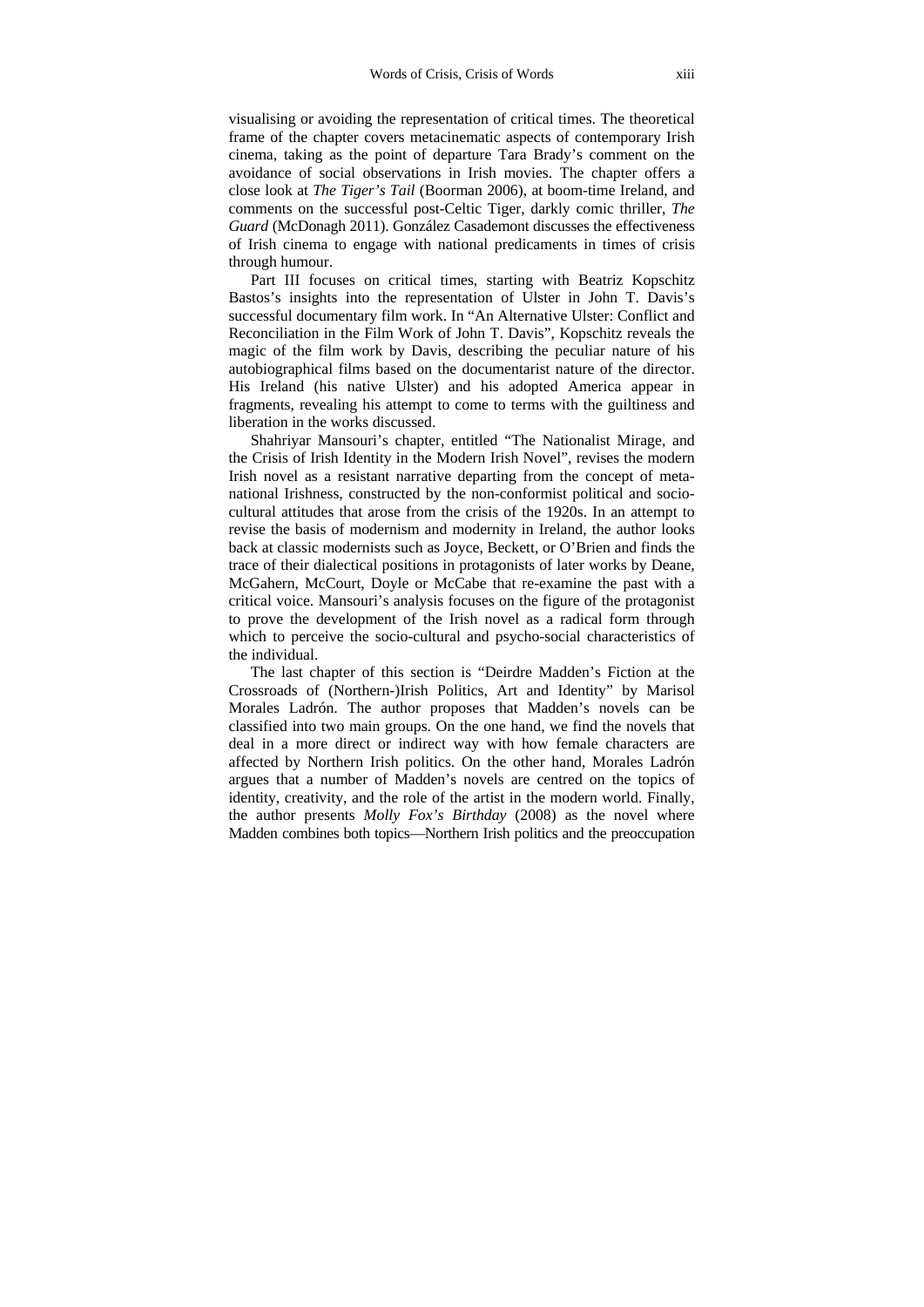visualising or avoiding the representation of critical times. The theoretical frame of the chapter covers metacinematic aspects of contemporary Irish cinema, taking as the point of departure Tara Brady's comment on the avoidance of social observations in Irish movies. The chapter offers a close look at *The Tiger's Tail* (Boorman 2006), at boom-time Ireland, and comments on the successful post-Celtic Tiger, darkly comic thriller, *The Guard* (McDonagh 2011). González Casademont discusses the effectiveness of Irish cinema to engage with national predicaments in times of crisis through humour.

Part III focuses on critical times, starting with Beatriz Kopschitz Bastos's insights into the representation of Ulster in John T. Davis's successful documentary film work. In "An Alternative Ulster: Conflict and Reconciliation in the Film Work of John T. Davis", Kopschitz reveals the magic of the film work by Davis, describing the peculiar nature of his autobiographical films based on the documentarist nature of the director. His Ireland (his native Ulster) and his adopted America appear in fragments, revealing his attempt to come to terms with the guiltiness and liberation in the works discussed.

Shahriyar Mansouri's chapter, entitled "The Nationalist Mirage, and the Crisis of Irish Identity in the Modern Irish Novel", revises the modern Irish novel as a resistant narrative departing from the concept of meta-national Irishness, constructed by the non-conformist political and socio-cultural attitudes that arose from the crisis of the 1920s. In an attempt to revise the basis of modernism and modernity in Ireland, the author looks back at classic modernists such as Joyce, Beckett, or O'Brien and finds the trace of their dialectical positions in protagonists of later works by Deane, McGahern, McCourt, Doyle or McCabe that re-examine the past with a critical voice. Mansouri's analysis focuses on the figure of the protagonist to prove the development of the Irish novel as a radical form through which to perceive the socio-cultural and psycho-social characteristics of the individual.

The last chapter of this section is "Deirdre Madden's Fiction at the Crossroads of (Northern-)Irish Politics, Art and Identity" by Marisol Morales Ladrón. The author proposes that Madden's novels can be classified into two main groups. On the one hand, we find the novels that deal in a more direct or indirect way with how female characters are affected by Northern Irish politics. On the other hand, Morales Ladrón argues that a number of Madden's novels are centred on the topics of identity, creativity, and the role of the artist in the modern world. Finally, the author presents *Molly Fox's Birthday* (2008) as the novel where Madden combines both topics—Northern Irish politics and the preoccupation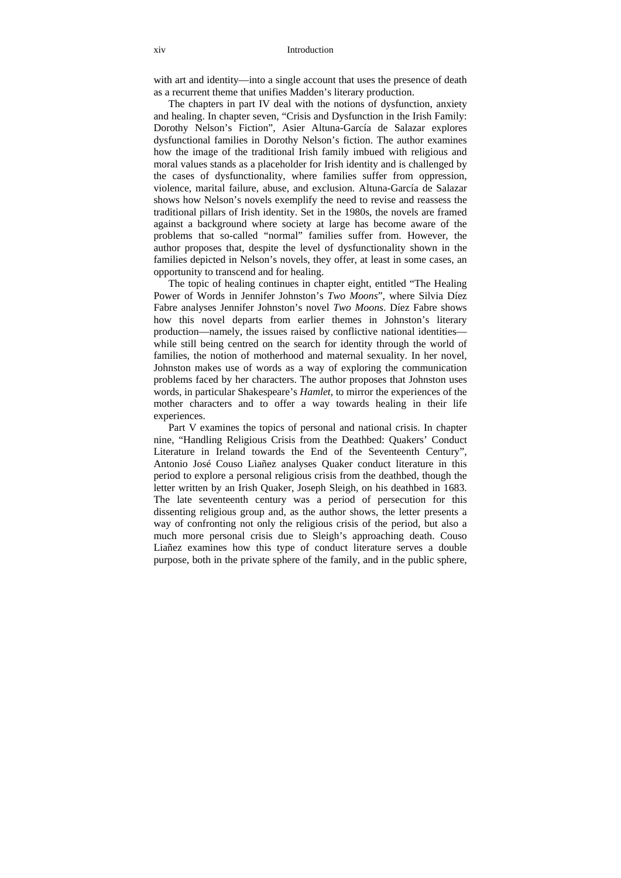with art and identity—into a single account that uses the presence of death as a recurrent theme that unifies Madden's literary production.

The chapters in part IV deal with the notions of dysfunction, anxiety and healing. In chapter seven, "Crisis and Dysfunction in the Irish Family: Dorothy Nelson's Fiction", Asier Altuna-García de Salazar explores dysfunctional families in Dorothy Nelson's fiction. The author examines how the image of the traditional Irish family imbued with religious and moral values stands as a placeholder for Irish identity and is challenged by the cases of dysfunctionality, where families suffer from oppression, violence, marital failure, abuse, and exclusion. Altuna-García de Salazar shows how Nelson's novels exemplify the need to revise and reassess the traditional pillars of Irish identity. Set in the 1980s, the novels are framed against a background where society at large has become aware of the problems that so-called "normal" families suffer from. However, the author proposes that, despite the level of dysfunctionality shown in the families depicted in Nelson's novels, they offer, at least in some cases, an opportunity to transcend and for healing.

The topic of healing continues in chapter eight, entitled "The Healing Power of Words in Jennifer Johnston's *Two Moons*", where Silvia Díez Fabre analyses Jennifer Johnston's novel *Two Moons*. Díez Fabre shows how this novel departs from earlier themes in Johnston's literary production—namely, the issues raised by conflictive national identities—while still being centred on the search for identity through the world of families, the notion of motherhood and maternal sexuality. In her novel, Johnston makes use of words as a way of exploring the communication problems faced by her characters. The author proposes that Johnston uses words, in particular Shakespeare's *Hamlet*, to mirror the experiences of the mother characters and to offer a way towards healing in their life experiences.

Part V examines the topics of personal and national crisis. In chapter nine, "Handling Religious Crisis from the Deathbed: Quakers' Conduct Literature in Ireland towards the End of the Seventeenth Century", Antonio José Couso Liañez analyses Quaker conduct literature in this period to explore a personal religious crisis from the deathbed, though the letter written by an Irish Quaker, Joseph Sleigh, on his deathbed in 1683. The late seventeenth century was a period of persecution for this dissenting religious group and, as the author shows, the letter presents a way of confronting not only the religious crisis of the period, but also a much more personal crisis due to Sleigh's approaching death. Couso Liañez examines how this type of conduct literature serves a double purpose, both in the private sphere of the family, and in the public sphere,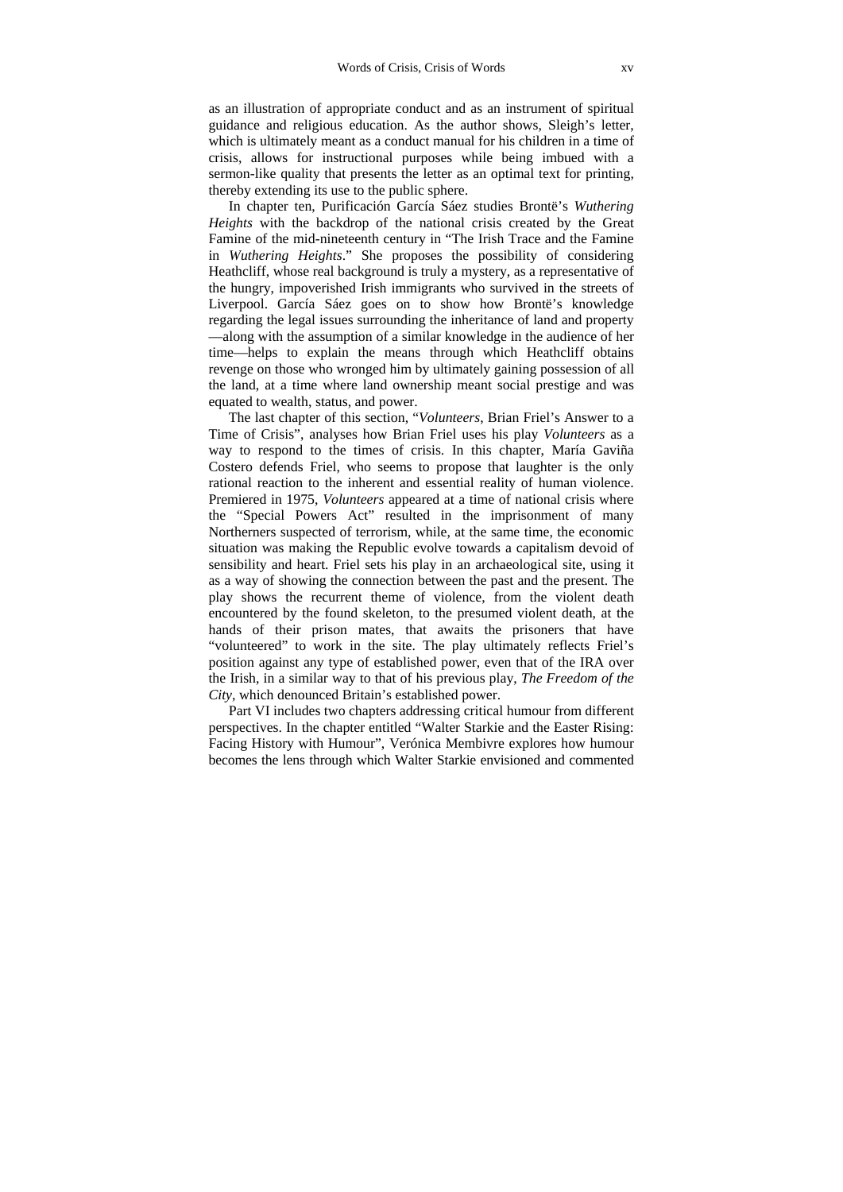as an illustration of appropriate conduct and as an instrument of spiritual guidance and religious education. As the author shows, Sleigh's letter, which is ultimately meant as a conduct manual for his children in a time of crisis, allows for instructional purposes while being imbued with a sermon-like quality that presents the letter as an optimal text for printing, thereby extending its use to the public sphere.

In chapter ten, Purificación García Sáez studies Brontë's *Wuthering Heights* with the backdrop of the national crisis created by the Great Famine of the mid-nineteenth century in "The Irish Trace and the Famine in *Wuthering Heights*." She proposes the possibility of considering Heathcliff, whose real background is truly a mystery, as a representative of the hungry, impoverished Irish immigrants who survived in the streets of Liverpool. García Sáez goes on to show how Brontë's knowledge regarding the legal issues surrounding the inheritance of land and property —along with the assumption of a similar knowledge in the audience of her time—helps to explain the means through which Heathcliff obtains revenge on those who wronged him by ultimately gaining possession of all the land, at a time where land ownership meant social prestige and was equated to wealth, status, and power.

The last chapter of this section, "*Volunteers*, Brian Friel's Answer to a Time of Crisis", analyses how Brian Friel uses his play *Volunteers* as a way to respond to the times of crisis. In this chapter, María Gaviña Costero defends Friel, who seems to propose that laughter is the only rational reaction to the inherent and essential reality of human violence. Premiered in 1975, *Volunteers* appeared at a time of national crisis where the "Special Powers Act" resulted in the imprisonment of many Northerners suspected of terrorism, while, at the same time, the economic situation was making the Republic evolve towards a capitalism devoid of sensibility and heart. Friel sets his play in an archaeological site, using it as a way of showing the connection between the past and the present. The play shows the recurrent theme of violence, from the violent death encountered by the found skeleton, to the presumed violent death, at the hands of their prison mates, that awaits the prisoners that have "volunteered" to work in the site. The play ultimately reflects Friel's position against any type of established power, even that of the IRA over the Irish, in a similar way to that of his previous play, *The Freedom of the City*, which denounced Britain's established power.

Part VI includes two chapters addressing critical humour from different perspectives. In the chapter entitled "Walter Starkie and the Easter Rising: Facing History with Humour", Verónica Membivre explores how humour becomes the lens through which Walter Starkie envisioned and commented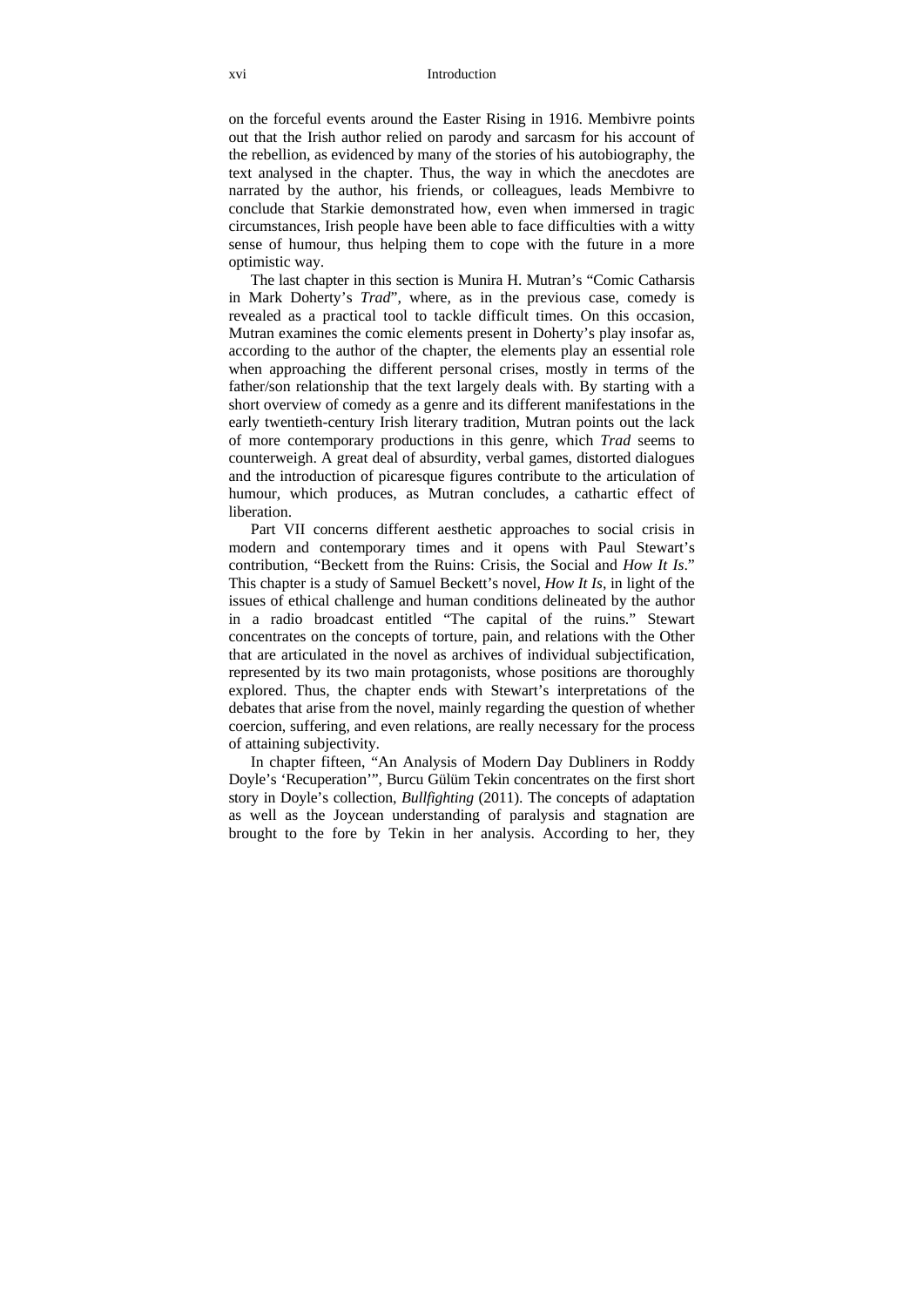on the forceful events around the Easter Rising in 1916. Membivre points out that the Irish author relied on parody and sarcasm for his account of the rebellion, as evidenced by many of the stories of his autobiography, the text analysed in the chapter. Thus, the way in which the anecdotes are narrated by the author, his friends, or colleagues, leads Membivre to conclude that Starkie demonstrated how, even when immersed in tragic circumstances, Irish people have been able to face difficulties with a witty sense of humour, thus helping them to cope with the future in a more optimistic way.

The last chapter in this section is Munira H. Mutran's "Comic Catharsis in Mark Doherty's *Trad*", where, as in the previous case, comedy is revealed as a practical tool to tackle difficult times. On this occasion, Mutran examines the comic elements present in Doherty's play insofar as, according to the author of the chapter, the elements play an essential role when approaching the different personal crises, mostly in terms of the father/son relationship that the text largely deals with. By starting with a short overview of comedy as a genre and its different manifestations in the early twentieth-century Irish literary tradition, Mutran points out the lack of more contemporary productions in this genre, which *Trad* seems to counterweigh. A great deal of absurdity, verbal games, distorted dialogues and the introduction of picaresque figures contribute to the articulation of humour, which produces, as Mutran concludes, a cathartic effect of liberation.

Part VII concerns different aesthetic approaches to social crisis in modern and contemporary times and it opens with Paul Stewart's contribution, "Beckett from the Ruins: Crisis, the Social and *How It Is*." This chapter is a study of Samuel Beckett's novel, *How It Is*, in light of the issues of ethical challenge and human conditions delineated by the author in a radio broadcast entitled "The capital of the ruins." Stewart concentrates on the concepts of torture, pain, and relations with the Other that are articulated in the novel as archives of individual subjectification, represented by its two main protagonists, whose positions are thoroughly explored. Thus, the chapter ends with Stewart's interpretations of the debates that arise from the novel, mainly regarding the question of whether coercion, suffering, and even relations, are really necessary for the process of attaining subjectivity.

In chapter fifteen, "An Analysis of Modern Day Dubliners in Roddy Doyle's 'Recuperation'", Burcu Gülüm Tekin concentrates on the first short story in Doyle's collection, *Bullfighting* (2011). The concepts of adaptation as well as the Joycean understanding of paralysis and stagnation are brought to the fore by Tekin in her analysis. According to her, they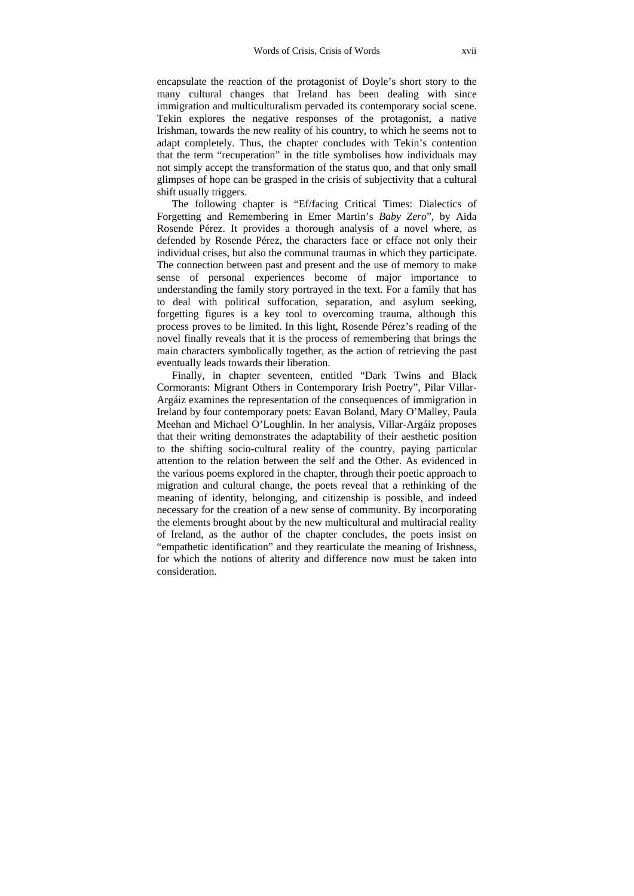encapsulate the reaction of the protagonist of Doyle's short story to the many cultural changes that Ireland has been dealing with since immigration and multiculturalism pervaded its contemporary social scene. Tekin explores the negative responses of the protagonist, a native Irishman, towards the new reality of his country, to which he seems not to adapt completely. Thus, the chapter concludes with Tekin's contention that the term "recuperation" in the title symbolises how individuals may not simply accept the transformation of the status quo, and that only small glimpses of hope can be grasped in the crisis of subjectivity that a cultural shift usually triggers.

The following chapter is "Ef/facing Critical Times: Dialectics of Forgetting and Remembering in Emer Martin's *Baby Zero*", by Aida Rosende Pérez. It provides a thorough analysis of a novel where, as defended by Rosende Pérez, the characters face or efface not only their individual crises, but also the communal traumas in which they participate. The connection between past and present and the use of memory to make sense of personal experiences become of major importance to understanding the family story portrayed in the text. For a family that has to deal with political suffocation, separation, and asylum seeking, forgetting figures is a key tool to overcoming trauma, although this process proves to be limited. In this light, Rosende Pérez's reading of the novel finally reveals that it is the process of remembering that brings the main characters symbolically together, as the action of retrieving the past eventually leads towards their liberation.

Finally, in chapter seventeen, entitled "Dark Twins and Black Cormorants: Migrant Others in Contemporary Irish Poetry", Pilar Villar-Argáiz examines the representation of the consequences of immigration in Ireland by four contemporary poets: Eavan Boland, Mary O'Malley, Paula Meehan and Michael O'Loughlin. In her analysis, Villar-Argáiz proposes that their writing demonstrates the adaptability of their aesthetic position to the shifting socio-cultural reality of the country, paying particular attention to the relation between the self and the Other. As evidenced in the various poems explored in the chapter, through their poetic approach to migration and cultural change, the poets reveal that a rethinking of the meaning of identity, belonging, and citizenship is possible, and indeed necessary for the creation of a new sense of community. By incorporating the elements brought about by the new multicultural and multiracial reality of Ireland, as the author of the chapter concludes, the poets insist on "empathetic identification" and they rearticulate the meaning of Irishness, for which the notions of alterity and difference now must be taken into consideration.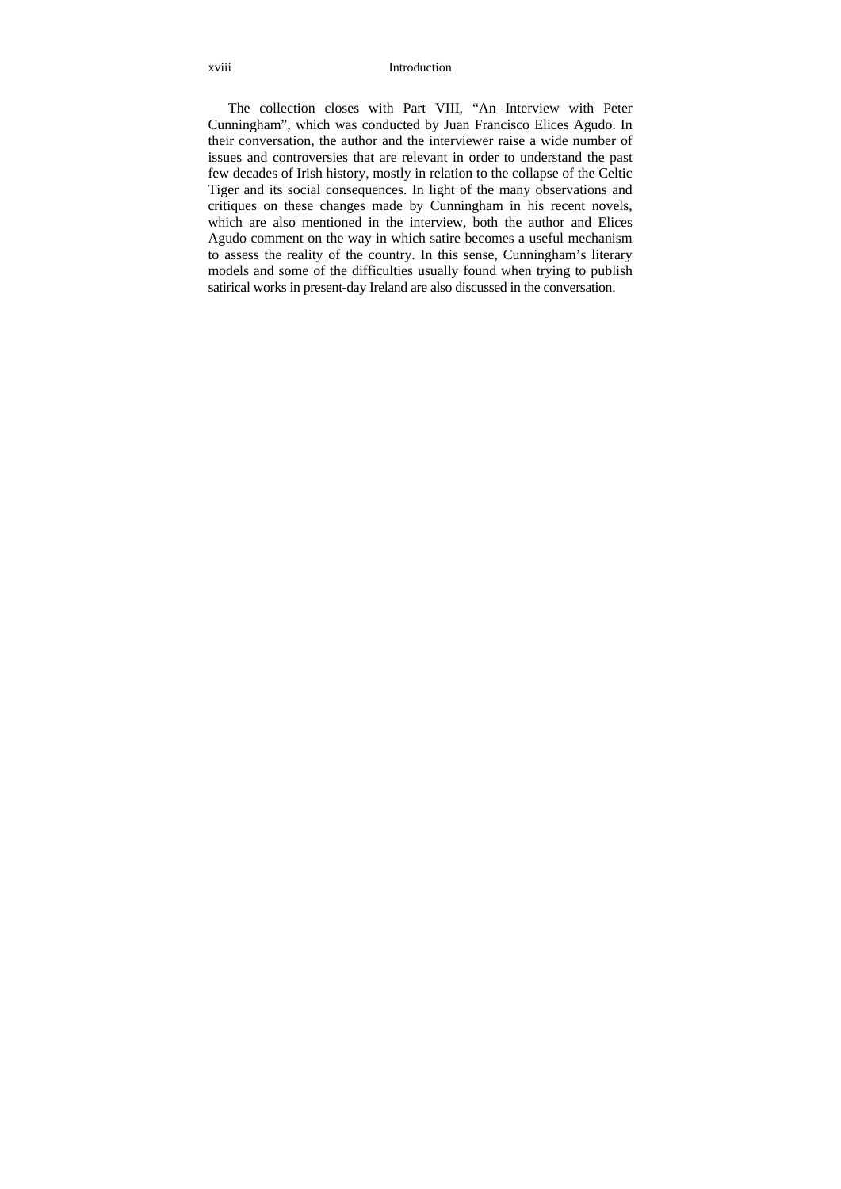The collection closes with Part VIII, "An Interview with Peter Cunningham", which was conducted by Juan Francisco Elices Agudo. In their conversation, the author and the interviewer raise a wide number of issues and controversies that are relevant in order to understand the past few decades of Irish history, mostly in relation to the collapse of the Celtic Tiger and its social consequences. In light of the many observations and critiques on these changes made by Cunningham in his recent novels, which are also mentioned in the interview, both the author and Elices Agudo comment on the way in which satire becomes a useful mechanism to assess the reality of the country. In this sense, Cunningham's literary models and some of the difficulties usually found when trying to publish satirical works in present-day Ireland are also discussed in the conversation.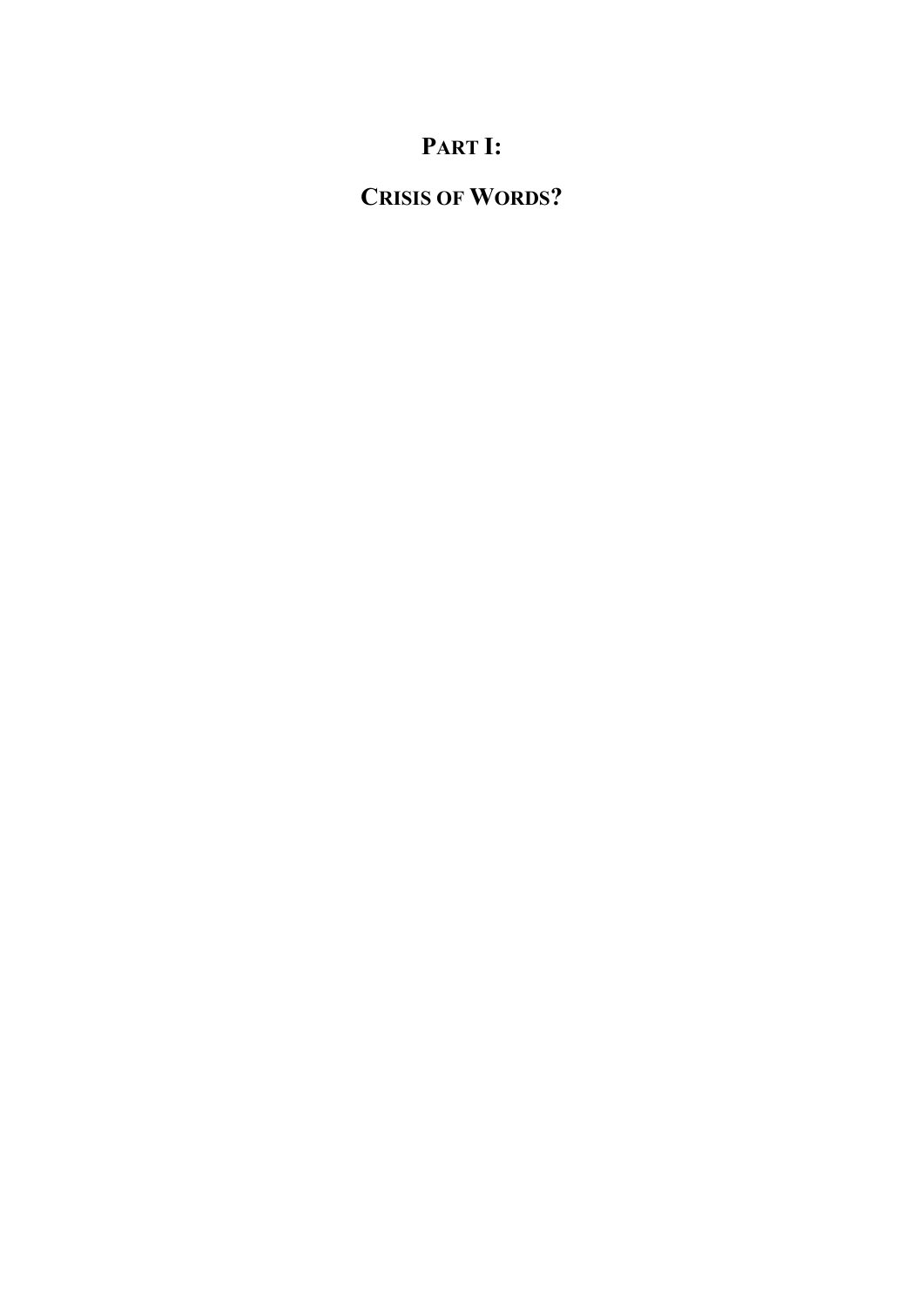# PART I:

# CRISIS OF WORDS?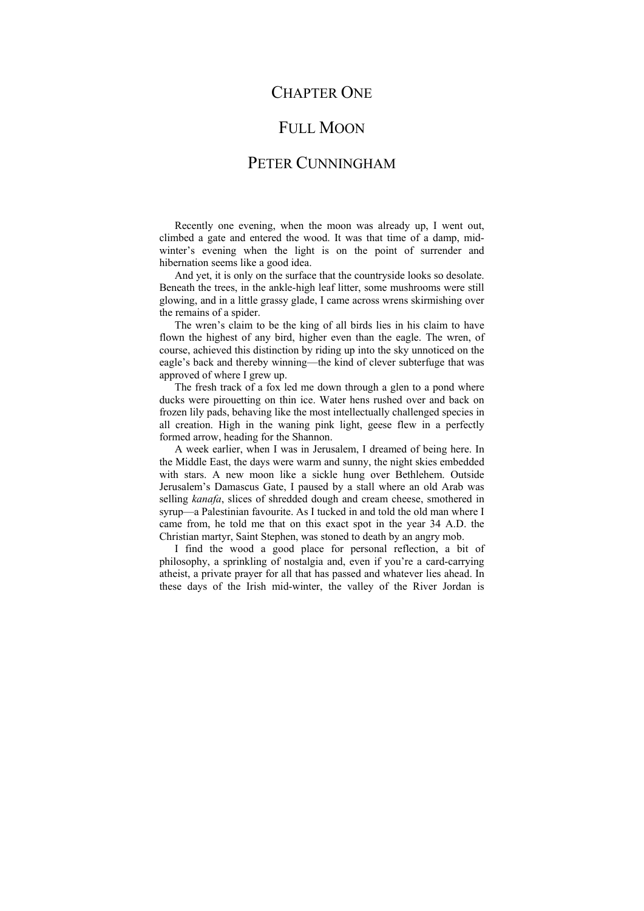# Chapter One

## Full Moon

### Peter Cunningham

Recently one evening, when the moon was already up, I went out, climbed a gate and entered the wood. It was that time of a damp, mid-winter's evening when the light is on the point of surrender and hibernation seems like a good idea.

And yet, it is only on the surface that the countryside looks so desolate. Beneath the trees, in the ankle-high leaf litter, some mushrooms were still glowing, and in a little grassy glade, I came across wrens skirmishing over the remains of a spider.

The wren's claim to be the king of all birds lies in his claim to have flown the highest of any bird, higher even than the eagle. The wren, of course, achieved this distinction by riding up into the sky unnoticed on the eagle's back and thereby winning—the kind of clever subterfuge that was approved of where I grew up.

The fresh track of a fox led me down through a glen to a pond where ducks were pirouetting on thin ice. Water hens rushed over and back on frozen lily pads, behaving like the most intellectually challenged species in all creation. High in the waning pink light, geese flew in a perfectly formed arrow, heading for the Shannon.

A week earlier, when I was in Jerusalem, I dreamed of being here. In the Middle East, the days were warm and sunny, the night skies embedded with stars. A new moon like a sickle hung over Bethlehem. Outside Jerusalem's Damascus Gate, I paused by a stall where an old Arab was selling *kanafa*, slices of shredded dough and cream cheese, smothered in syrup—a Palestinian favourite. As I tucked in and told the old man where I came from, he told me that on this exact spot in the year 34 A.D. the Christian martyr, Saint Stephen, was stoned to death by an angry mob.

I find the wood a good place for personal reflection, a bit of philosophy, a sprinkling of nostalgia and, even if you're a card-carrying atheist, a private prayer for all that has passed and whatever lies ahead. In these days of the Irish mid-winter, the valley of the River Jordan is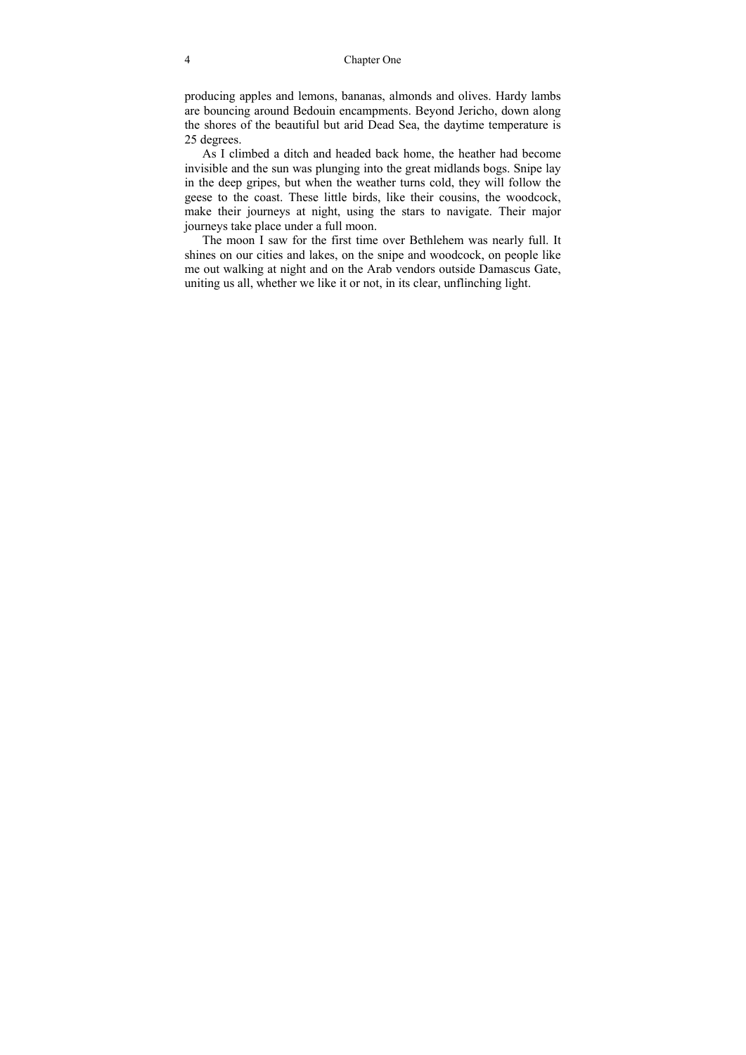producing apples and lemons, bananas, almonds and olives. Hardy lambs are bouncing around Bedouin encampments. Beyond Jericho, down along the shores of the beautiful but arid Dead Sea, the daytime temperature is 25 degrees.

As I climbed a ditch and headed back home, the heather had become invisible and the sun was plunging into the great midlands bogs. Snipe lay in the deep gripes, but when the weather turns cold, they will follow the geese to the coast. These little birds, like their cousins, the woodcock, make their journeys at night, using the stars to navigate. Their major journeys take place under a full moon.

The moon I saw for the first time over Bethlehem was nearly full. It shines on our cities and lakes, on the snipe and woodcock, on people like me out walking at night and on the Arab vendors outside Damascus Gate, uniting us all, whether we like it or not, in its clear, unflinching light.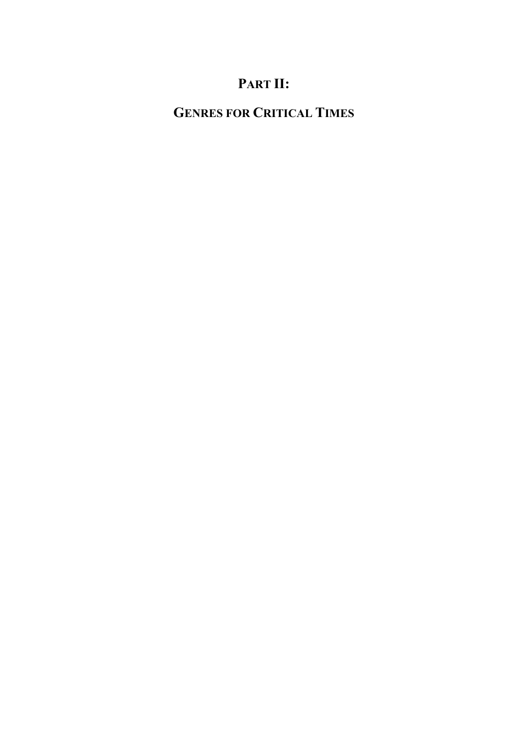# PART II:

# GENRES FOR CRITICAL TIMES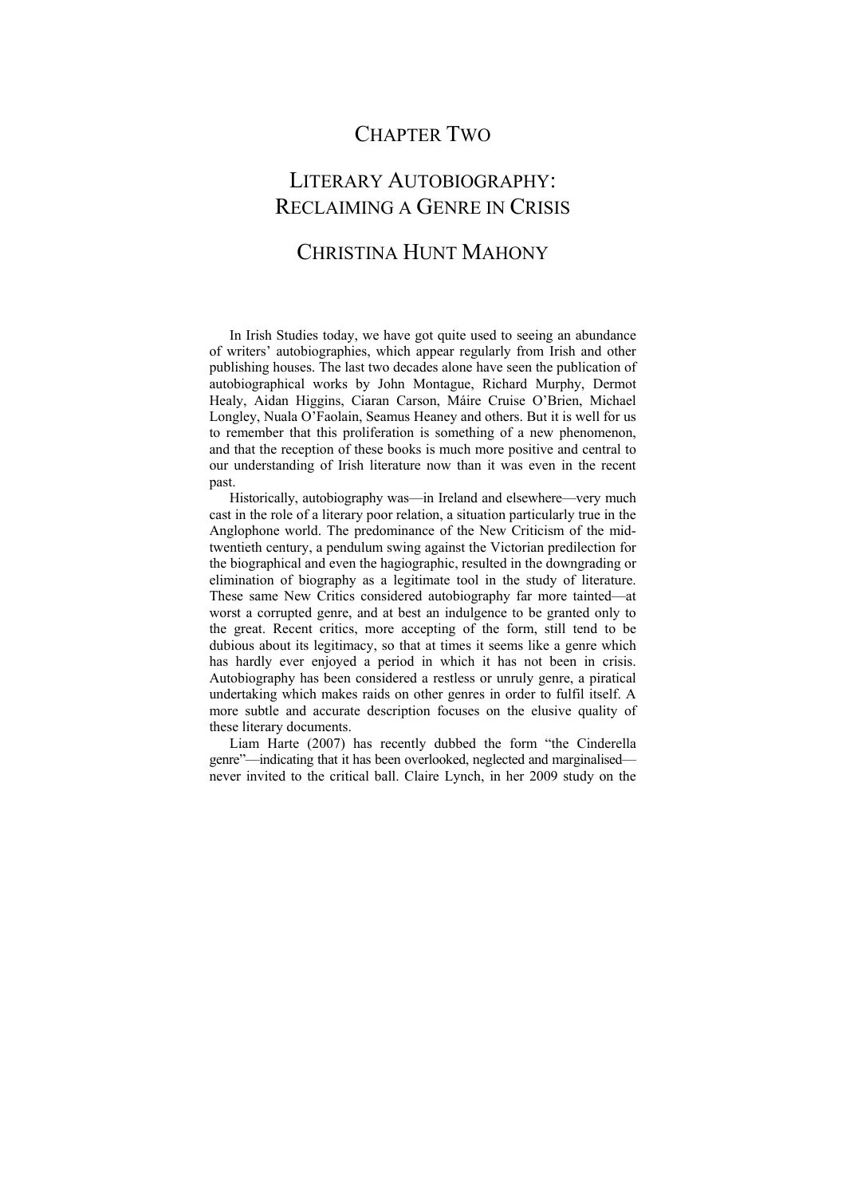# CHAPTER TWO

## LITERARY AUTOBIOGRAPHY: RECLAIMING A GENRE IN CRISIS

### CHRISTINA HUNT MAHONY

In Irish Studies today, we have got quite used to seeing an abundance of writers' autobiographies, which appear regularly from Irish and other publishing houses. The last two decades alone have seen the publication of autobiographical works by John Montague, Richard Murphy, Dermot Healy, Aidan Higgins, Ciaran Carson, Máire Cruise O'Brien, Michael Longley, Nuala O'Faolain, Seamus Heaney and others. But it is well for us to remember that this proliferation is something of a new phenomenon, and that the reception of these books is much more positive and central to our understanding of Irish literature now than it was even in the recent past.

Historically, autobiography was—in Ireland and elsewhere—very much cast in the role of a literary poor relation, a situation particularly true in the Anglophone world. The predominance of the New Criticism of the mid-twentieth century, a pendulum swing against the Victorian predilection for the biographical and even the hagiographic, resulted in the downgrading or elimination of biography as a legitimate tool in the study of literature. These same New Critics considered autobiography far more tainted—at worst a corrupted genre, and at best an indulgence to be granted only to the great. Recent critics, more accepting of the form, still tend to be dubious about its legitimacy, so that at times it seems like a genre which has hardly ever enjoyed a period in which it has not been in crisis. Autobiography has been considered a restless or unruly genre, a piratical undertaking which makes raids on other genres in order to fulfil itself. A more subtle and accurate description focuses on the elusive quality of these literary documents.

Liam Harte (2007) has recently dubbed the form "the Cinderella genre"—indicating that it has been overlooked, neglected and marginalised—never invited to the critical ball. Claire Lynch, in her 2009 study on the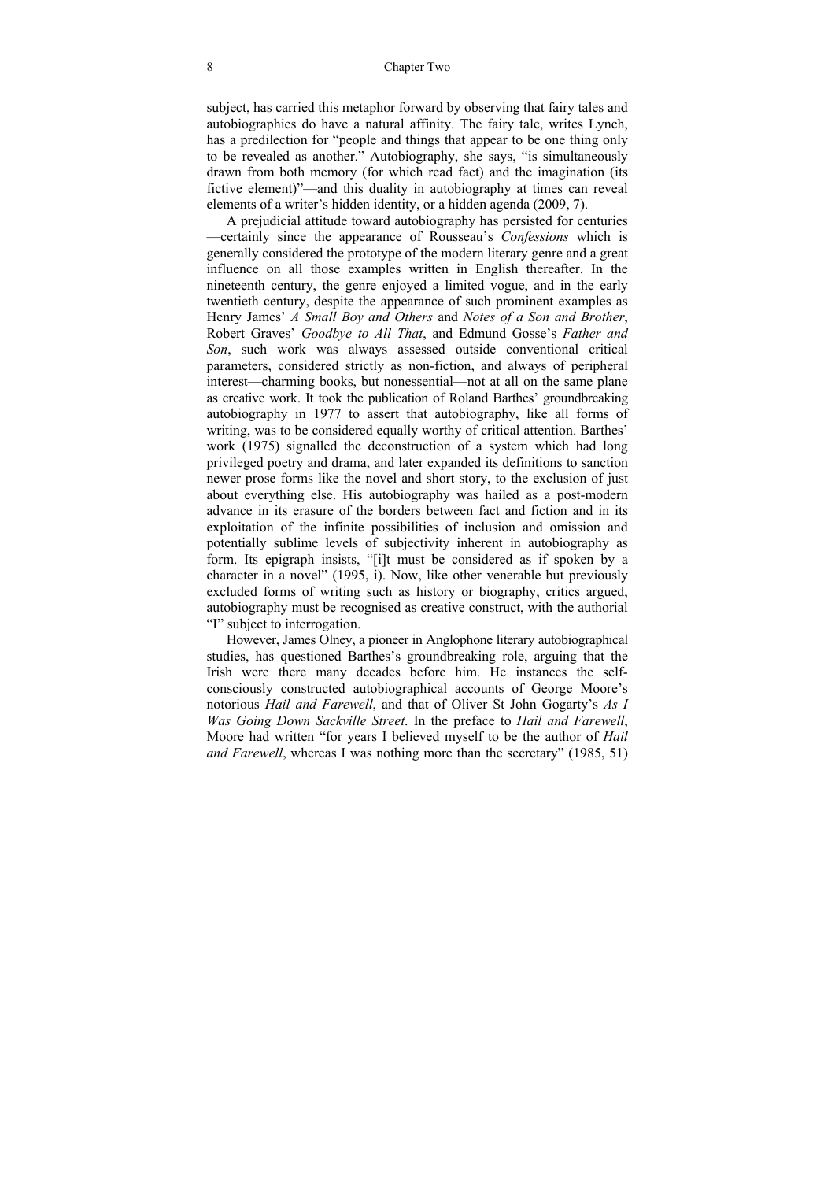subject, has carried this metaphor forward by observing that fairy tales and autobiographies do have a natural affinity. The fairy tale, writes Lynch, has a predilection for "people and things that appear to be one thing only to be revealed as another." Autobiography, she says, "is simultaneously drawn from both memory (for which read fact) and the imagination (its fictive element)"—and this duality in autobiography at times can reveal elements of a writer's hidden identity, or a hidden agenda (2009, 7).

A prejudicial attitude toward autobiography has persisted for centuries—certainly since the appearance of Rousseau's *Confessions* which is generally considered the prototype of the modern literary genre and a great influence on all those examples written in English thereafter. In the nineteenth century, the genre enjoyed a limited vogue, and in the early twentieth century, despite the appearance of such prominent examples as Henry James' *A Small Boy and Others* and *Notes of a Son and Brother*, Robert Graves' *Goodbye to All That*, and Edmund Gosse's *Father and Son*, such work was always assessed outside conventional critical parameters, considered strictly as non-fiction, and always of peripheral interest—charming books, but nonessential—not at all on the same plane as creative work. It took the publication of Roland Barthes' groundbreaking autobiography in 1977 to assert that autobiography, like all forms of writing, was to be considered equally worthy of critical attention. Barthes' work (1975) signalled the deconstruction of a system which had long privileged poetry and drama, and later expanded its definitions to sanction newer prose forms like the novel and short story, to the exclusion of just about everything else. His autobiography was hailed as a post-modern advance in its erasure of the borders between fact and fiction and in its exploitation of the infinite possibilities of inclusion and omission and potentially sublime levels of subjectivity inherent in autobiography as form. Its epigraph insists, "[i]t must be considered as if spoken by a character in a novel" (1995, i). Now, like other venerable but previously excluded forms of writing such as history or biography, critics argued, autobiography must be recognised as creative construct, with the authorial "I" subject to interrogation.

However, James Olney, a pioneer in Anglophone literary autobiographical studies, has questioned Barthes's groundbreaking role, arguing that the Irish were there many decades before him. He instances the self-consciously constructed autobiographical accounts of George Moore's notorious *Hail and Farewell*, and that of Oliver St John Gogarty's *As I Was Going Down Sackville Street*. In the preface to *Hail and Farewell*, Moore had written "for years I believed myself to be the author of *Hail and Farewell*, whereas I was nothing more than the secretary" (1985, 51)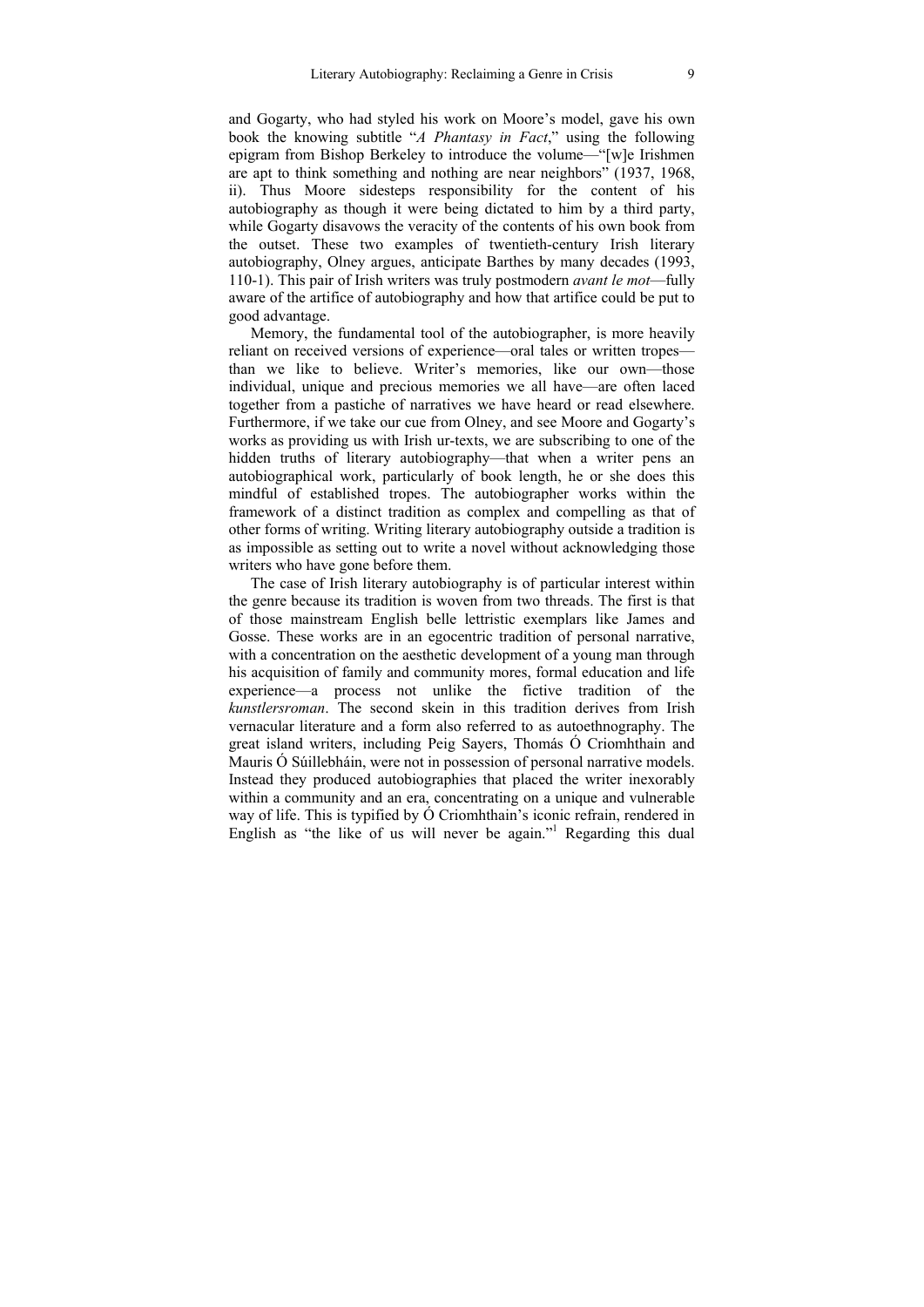and Gogarty, who had styled his work on Moore's model, gave his own book the knowing subtitle "*A Phantasy in Fact*," using the following epigram from Bishop Berkeley to introduce the volume—"[w]e Irishmen are apt to think something and nothing are near neighbors" (1937, 1968, ii). Thus Moore sidesteps responsibility for the content of his autobiography as though it were being dictated to him by a third party, while Gogarty disavows the veracity of the contents of his own book from the outset. These two examples of twentieth-century Irish literary autobiography, Olney argues, anticipate Barthes by many decades (1993, 110-1). This pair of Irish writers was truly postmodern *avant le mot*—fully aware of the artifice of autobiography and how that artifice could be put to good advantage.

Memory, the fundamental tool of the autobiographer, is more heavily reliant on received versions of experience—oral tales or written tropes—than we like to believe. Writer's memories, like our own—those individual, unique and precious memories we all have—are often laced together from a pastiche of narratives we have heard or read elsewhere. Furthermore, if we take our cue from Olney, and see Moore and Gogarty's works as providing us with Irish ur-texts, we are subscribing to one of the hidden truths of literary autobiography—that when a writer pens an autobiographical work, particularly of book length, he or she does this mindful of established tropes. The autobiographer works within the framework of a distinct tradition as complex and compelling as that of other forms of writing. Writing literary autobiography outside a tradition is as impossible as setting out to write a novel without acknowledging those writers who have gone before them.

The case of Irish literary autobiography is of particular interest within the genre because its tradition is woven from two threads. The first is that of those mainstream English belle lettristic exemplars like James and Gosse. These works are in an egocentric tradition of personal narrative, with a concentration on the aesthetic development of a young man through his acquisition of family and community mores, formal education and life experience—a process not unlike the fictive tradition of the *kunstlersroman*. The second skein in this tradition derives from Irish vernacular literature and a form also referred to as autoethnography. The great island writers, including Peig Sayers, Thomás Ó Criomhthain and Mauris Ó Súillebháin, were not in possession of personal narrative models. Instead they produced autobiographies that placed the writer inexorably within a community and an era, concentrating on a unique and vulnerable way of life. This is typified by Ó Criomhthain's iconic refrain, rendered in English as "the like of us will never be again."[1] Regarding this dual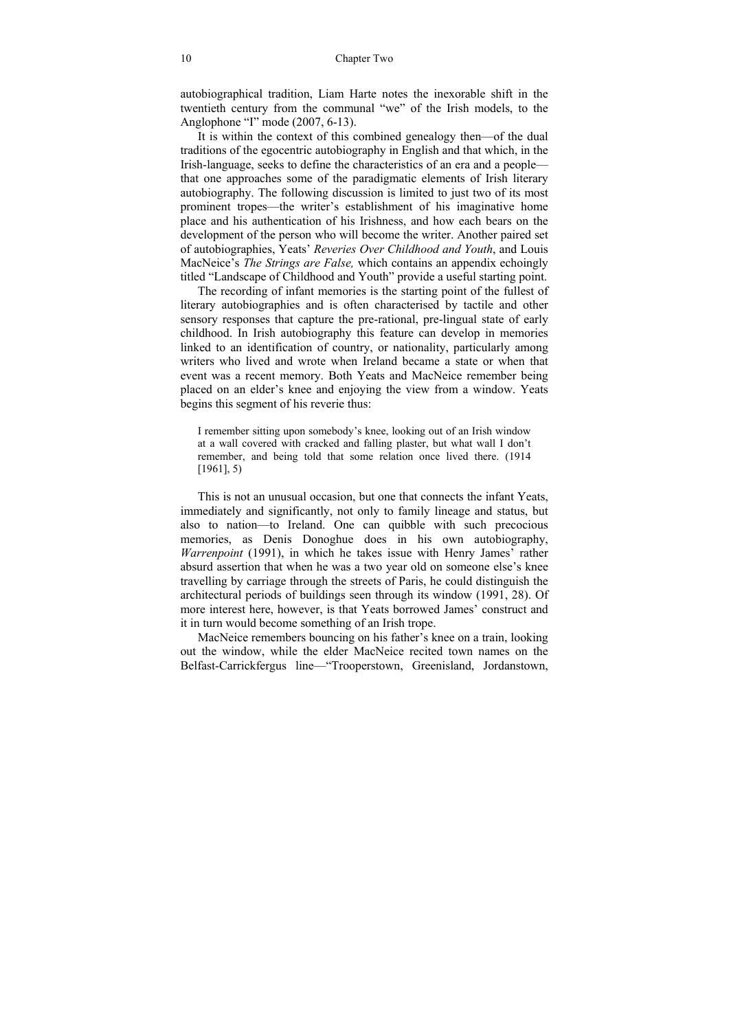autobiographical tradition, Liam Harte notes the inexorable shift in the twentieth century from the communal "we" of the Irish models, to the Anglophone "I" mode (2007, 6-13).

It is within the context of this combined genealogy then—of the dual traditions of the egocentric autobiography in English and that which, in the Irish-language, seeks to define the characteristics of an era and a people—that one approaches some of the paradigmatic elements of Irish literary autobiography. The following discussion is limited to just two of its most prominent tropes—the writer's establishment of his imaginative home place and his authentication of his Irishness, and how each bears on the development of the person who will become the writer. Another paired set of autobiographies, Yeats' *Reveries Over Childhood and Youth*, and Louis MacNeice's *The Strings are False,* which contains an appendix echoingly titled "Landscape of Childhood and Youth" provide a useful starting point.

The recording of infant memories is the starting point of the fullest of literary autobiographies and is often characterised by tactile and other sensory responses that capture the pre-rational, pre-lingual state of early childhood. In Irish autobiography this feature can develop in memories linked to an identification of country, or nationality, particularly among writers who lived and wrote when Ireland became a state or when that event was a recent memory. Both Yeats and MacNeice remember being placed on an elder's knee and enjoying the view from a window. Yeats begins this segment of his reverie thus:

> I remember sitting upon somebody's knee, looking out of an Irish window at a wall covered with cracked and falling plaster, but what wall I don't remember, and being told that some relation once lived there. (1914 [1961], 5)

This is not an unusual occasion, but one that connects the infant Yeats, immediately and significantly, not only to family lineage and status, but also to nation—to Ireland. One can quibble with such precocious memories, as Denis Donoghue does in his own autobiography, *Warrenpoint* (1991), in which he takes issue with Henry James' rather absurd assertion that when he was a two year old on someone else's knee travelling by carriage through the streets of Paris, he could distinguish the architectural periods of buildings seen through its window (1991, 28). Of more interest here, however, is that Yeats borrowed James' construct and it in turn would become something of an Irish trope.

MacNeice remembers bouncing on his father's knee on a train, looking out the window, while the elder MacNeice recited town names on the Belfast-Carrickfergus line—"Trooperstown, Greenisland, Jordanstown,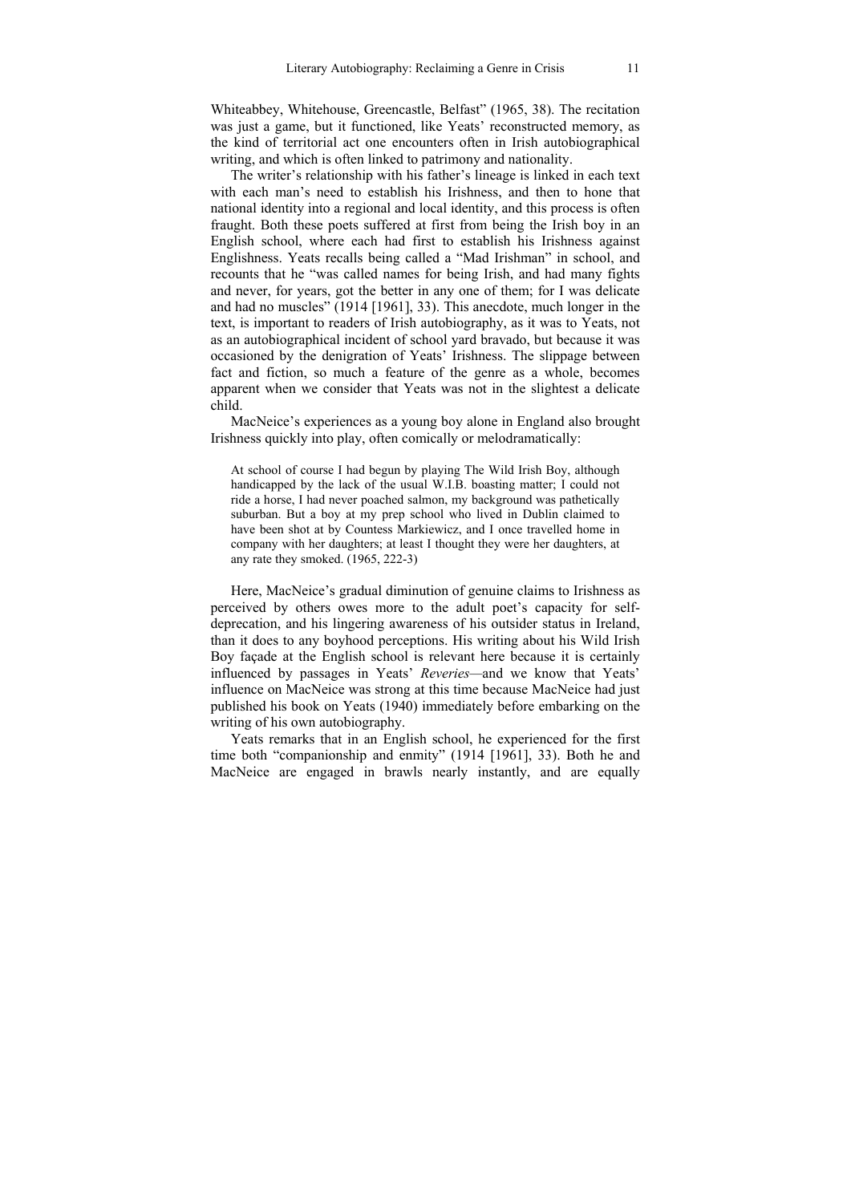Whiteabbey, Whitehouse, Greencastle, Belfast" (1965, 38). The recitation was just a game, but it functioned, like Yeats' reconstructed memory, as the kind of territorial act one encounters often in Irish autobiographical writing, and which is often linked to patrimony and nationality.

The writer's relationship with his father's lineage is linked in each text with each man's need to establish his Irishness, and then to hone that national identity into a regional and local identity, and this process is often fraught. Both these poets suffered at first from being the Irish boy in an English school, where each had first to establish his Irishness against Englishness. Yeats recalls being called a "Mad Irishman" in school, and recounts that he "was called names for being Irish, and had many fights and never, for years, got the better in any one of them; for I was delicate and had no muscles" (1914 [1961], 33). This anecdote, much longer in the text, is important to readers of Irish autobiography, as it was to Yeats, not as an autobiographical incident of school yard bravado, but because it was occasioned by the denigration of Yeats' Irishness. The slippage between fact and fiction, so much a feature of the genre as a whole, becomes apparent when we consider that Yeats was not in the slightest a delicate child.

MacNeice's experiences as a young boy alone in England also brought Irishness quickly into play, often comically or melodramatically:

> At school of course I had begun by playing The Wild Irish Boy, although handicapped by the lack of the usual W.I.B. boasting matter; I could not ride a horse, I had never poached salmon, my background was pathetically suburban. But a boy at my prep school who lived in Dublin claimed to have been shot at by Countess Markiewicz, and I once travelled home in company with her daughters; at least I thought they were her daughters, at any rate they smoked. (1965, 222-3)

Here, MacNeice's gradual diminution of genuine claims to Irishness as perceived by others owes more to the adult poet's capacity for self-deprecation, and his lingering awareness of his outsider status in Ireland, than it does to any boyhood perceptions. His writing about his Wild Irish Boy façade at the English school is relevant here because it is certainly influenced by passages in Yeats' *Reveries*—and we know that Yeats' influence on MacNeice was strong at this time because MacNeice had just published his book on Yeats (1940) immediately before embarking on the writing of his own autobiography.

Yeats remarks that in an English school, he experienced for the first time both "companionship and enmity" (1914 [1961], 33). Both he and MacNeice are engaged in brawls nearly instantly, and are equally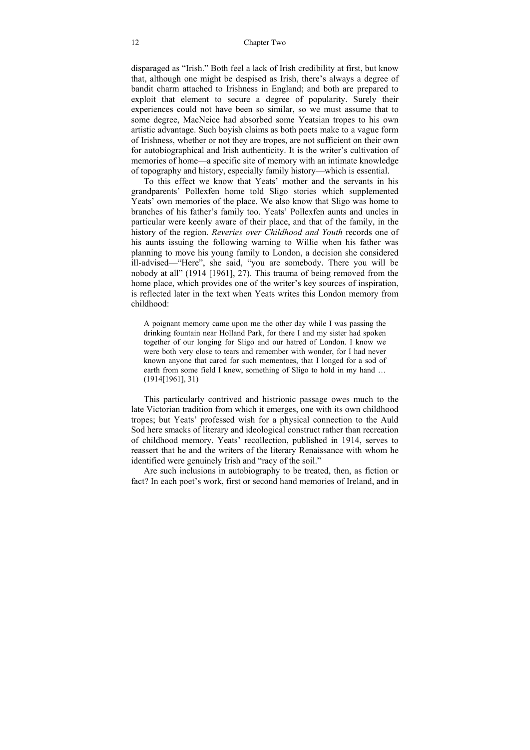disparaged as "Irish." Both feel a lack of Irish credibility at first, but know that, although one might be despised as Irish, there's always a degree of bandit charm attached to Irishness in England; and both are prepared to exploit that element to secure a degree of popularity. Surely their experiences could not have been so similar, so we must assume that to some degree, MacNeice had absorbed some Yeatsian tropes to his own artistic advantage. Such boyish claims as both poets make to a vague form of Irishness, whether or not they are tropes, are not sufficient on their own for autobiographical and Irish authenticity. It is the writer's cultivation of memories of home—a specific site of memory with an intimate knowledge of topography and history, especially family history—which is essential.

To this effect we know that Yeats' mother and the servants in his grandparents' Pollexfen home told Sligo stories which supplemented Yeats' own memories of the place. We also know that Sligo was home to branches of his father's family too. Yeats' Pollexfen aunts and uncles in particular were keenly aware of their place, and that of the family, in the history of the region. *Reveries over Childhood and Youth* records one of his aunts issuing the following warning to Willie when his father was planning to move his young family to London, a decision she considered ill-advised—"Here", she said, "you are somebody. There you will be nobody at all" (1914 [1961], 27). This trauma of being removed from the home place, which provides one of the writer's key sources of inspiration, is reflected later in the text when Yeats writes this London memory from childhood:

> A poignant memory came upon me the other day while I was passing the drinking fountain near Holland Park, for there I and my sister had spoken together of our longing for Sligo and our hatred of London. I know we were both very close to tears and remember with wonder, for I had never known anyone that cared for such mementoes, that I longed for a sod of earth from some field I knew, something of Sligo to hold in my hand … (1914[1961], 31)

This particularly contrived and histrionic passage owes much to the late Victorian tradition from which it emerges, one with its own childhood tropes; but Yeats' professed wish for a physical connection to the Auld Sod here smacks of literary and ideological construct rather than recreation of childhood memory. Yeats' recollection, published in 1914, serves to reassert that he and the writers of the literary Renaissance with whom he identified were genuinely Irish and "racy of the soil."

Are such inclusions in autobiography to be treated, then, as fiction or fact? In each poet's work, first or second hand memories of Ireland, and in